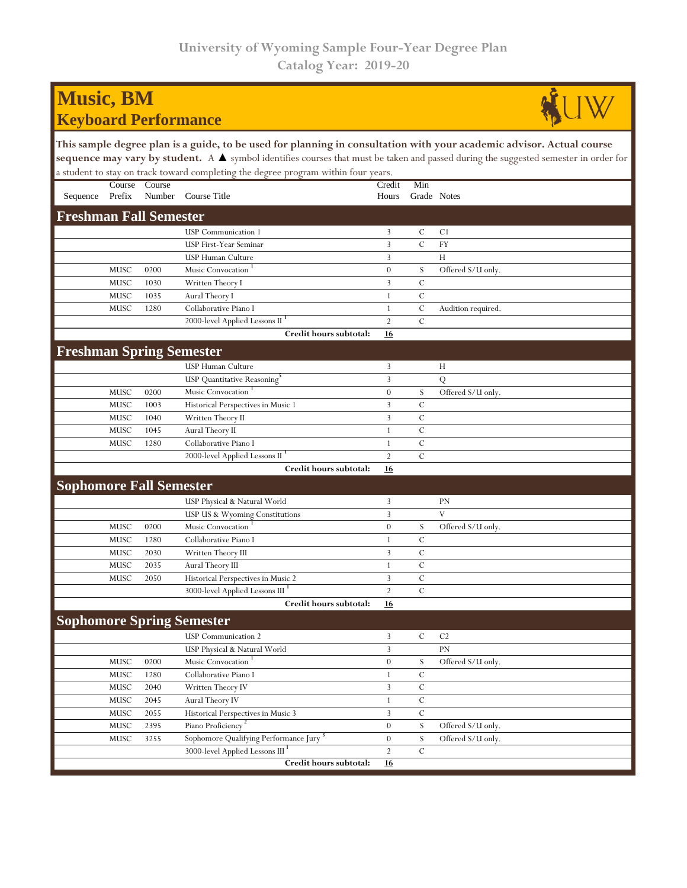# University of Wyoming Sample Four-Year Degree Plan
## Catalog Year: 2019-20

# Music, BM
## Keyboard Performance

**This sample degree plan is a guide, to be used for planning in consultation with your academic advisor. Actual course sequence may vary by student.** A ▲ symbol identifies courses that must be taken and passed during the suggested semester in order for a student to stay on track toward completing the degree program within four years.

| Sequence | Course Prefix | Course Number | Course Title | Credit Hours | Min Grade | Notes |
|---|---|---|---|---|---|---|
| **Freshman Fall Semester** | | | | | | |
| | | | USP Communication 1 | 3 | C | C1 |
| | | | USP First-Year Seminar | 3 | C | FY |
| | | | USP Human Culture | 3 | | H |
| | MUSC | 0200 | Music Convocation [1] | 0 | S | Offered S/U only. |
| | MUSC | 1030 | Written Theory I | 3 | C | |
| | MUSC | 1035 | Aural Theory I | 1 | C | |
| | MUSC | 1280 | Collaborative Piano I | 1 | C | Audition required. |
| | | | 2000-level Applied Lessons II [1] | 2 | C | |
| | | | **Credit hours subtotal:** | **16** | | |
| **Freshman Spring Semester** | | | | | | |
| | | | USP Human Culture | 3 | | H |
| | | | USP Quantitative Reasoning [5] | 3 | | Q |
| | MUSC | 0200 | Music Convocation [1] | 0 | S | Offered S/U only. |
| | MUSC | 1003 | Historical Perspectives in Music 1 | 3 | C | |
| | MUSC | 1040 | Written Theory II | 3 | C | |
| | MUSC | 1045 | Aural Theory II | 1 | C | |
| | MUSC | 1280 | Collaborative Piano I | 1 | C | |
| | | | 2000-level Applied Lessons II [1] | 2 | C | |
| | | | **Credit hours subtotal:** | **16** | | |
| **Sophomore Fall Semester** | | | | | | |
| | | | USP Physical & Natural World | 3 | | PN |
| | | | USP US & Wyoming Constitutions | 3 | | V |
| | MUSC | 0200 | Music Convocation [1] | 0 | S | Offered S/U only. |
| | MUSC | 1280 | Collaborative Piano I | 1 | C | |
| | MUSC | 2030 | Written Theory III | 3 | C | |
| | MUSC | 2035 | Aural Theory III | 1 | C | |
| | MUSC | 2050 | Historical Perspectives in Music 2 | 3 | C | |
| | | | 3000-level Applied Lessons III [1] | 2 | C | |
| | | | **Credit hours subtotal:** | **16** | | |
| **Sophomore Spring Semester** | | | | | | |
| | | | USP Communication 2 | 3 | C | C2 |
| | | | USP Physical & Natural World | 3 | | PN |
| | MUSC | 0200 | Music Convocation [1] | 0 | S | Offered S/U only. |
| | MUSC | 1280 | Collaborative Piano I | 1 | C | |
| | MUSC | 2040 | Written Theory IV | 3 | C | |
| | MUSC | 2045 | Aural Theory IV | 1 | C | |
| | MUSC | 2055 | Historical Perspectives in Music 3 | 3 | C | |
| | MUSC | 2395 | Piano Proficiency [2] | 0 | S | Offered S/U only. |
| | MUSC | 3255 | Sophomore Qualifying Performance Jury [3] | 0 | S | Offered S/U only. |
| | | | 3000-level Applied Lessons III [1] | 2 | C | |
| | | | **Credit hours subtotal:** | **16** | | |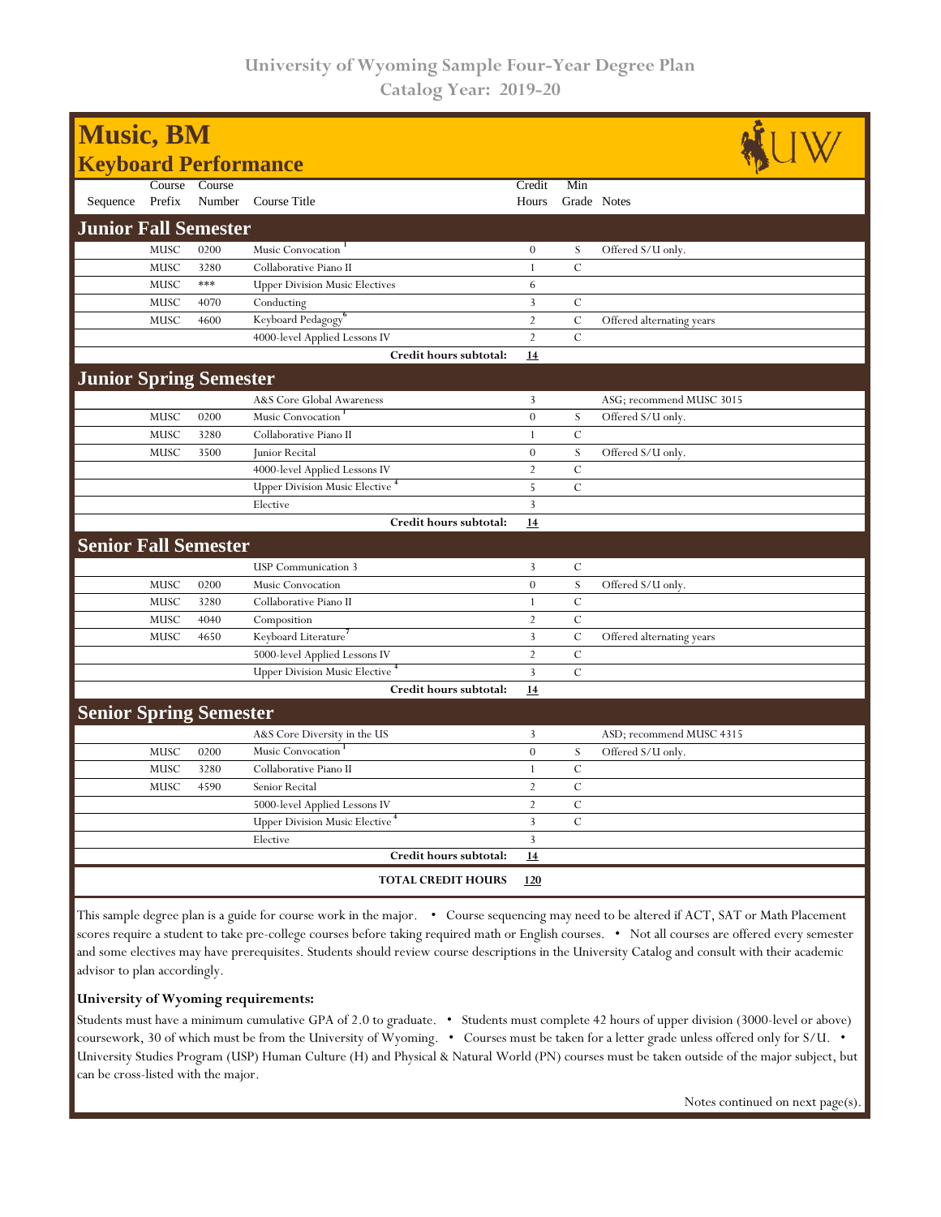# University of Wyoming Sample Four-Year Degree Plan
## Catalog Year: 2019-20

# Music, BM
## Keyboard Performance

| Sequence | Course Prefix | Course Number | Course Title | Credit Hours | Min Grade | Notes |
|---|---|---|---|---|---|---|
| **Junior Fall Semester** | | | | | | |
| | MUSC | 0200 | Music Convocation [1] | 0 | S | Offered S/U only. |
| | MUSC | 3280 | Collaborative Piano II | 1 | C | |
| | MUSC | *** | Upper Division Music Electives | 6 | | |
| | MUSC | 4070 | Conducting | 3 | C | |
| | MUSC | 4600 | Keyboard Pedagogy [6] | 2 | C | Offered alternating years |
| | | | 4000-level Applied Lessons IV | 2 | C | |
| | | | **Credit hours subtotal:** | **14** | | |
| **Junior Spring Semester** | | | | | | |
| | | | A&S Core Global Awareness | 3 | | ASG; recommend MUSC 3015 |
| | MUSC | 0200 | Music Convocation [1] | 0 | S | Offered S/U only. |
| | MUSC | 3280 | Collaborative Piano II | 1 | C | |
| | MUSC | 3500 | Junior Recital | 0 | S | Offered S/U only. |
| | | | 4000-level Applied Lessons IV | 2 | C | |
| | | | Upper Division Music Elective [4] | 5 | C | |
| | | | Elective | 3 | | |
| | | | **Credit hours subtotal:** | **14** | | |
| **Senior Fall Semester** | | | | | | |
| | | | USP Communication 3 | 3 | C | |
| | MUSC | 0200 | Music Convocation | 0 | S | Offered S/U only. |
| | MUSC | 3280 | Collaborative Piano II | 1 | C | |
| | MUSC | 4040 | Composition | 2 | C | |
| | MUSC | 4650 | Keyboard Literature [7] | 3 | C | Offered alternating years |
| | | | 5000-level Applied Lessons IV | 2 | C | |
| | | | Upper Division Music Elective [4] | 3 | C | |
| | | | **Credit hours subtotal:** | **14** | | |
| **Senior Spring Semester** | | | | | | |
| | | | A&S Core Diversity in the US | 3 | | ASD; recommend MUSC 4315 |
| | MUSC | 0200 | Music Convocation [1] | 0 | S | Offered S/U only. |
| | MUSC | 3280 | Collaborative Piano II | 1 | C | |
| | MUSC | 4590 | Senior Recital | 2 | C | |
| | | | 5000-level Applied Lessons IV | 2 | C | |
| | | | Upper Division Music Elective [4] | 3 | C | |
| | | | Elective | 3 | | |
| | | | **Credit hours subtotal:** | **14** | | |
| | | | **TOTAL CREDIT HOURS** | **120** | | |

This sample degree plan is a guide for course work in the major. • Course sequencing may need to be altered if ACT, SAT or Math Placement scores require a student to take pre-college courses before taking required math or English courses. • Not all courses are offered every semester and some electives may have prerequisites. Students should review course descriptions in the University Catalog and consult with their academic advisor to plan accordingly.

**University of Wyoming requirements:**

Students must have a minimum cumulative GPA of 2.0 to graduate. • Students must complete 42 hours of upper division (3000-level or above) coursework, 30 of which must be from the University of Wyoming. • Courses must be taken for a letter grade unless offered only for S/U. • University Studies Program (USP) Human Culture (H) and Physical & Natural World (PN) courses must be taken outside of the major subject, but can be cross-listed with the major.

Notes continued on next page(s).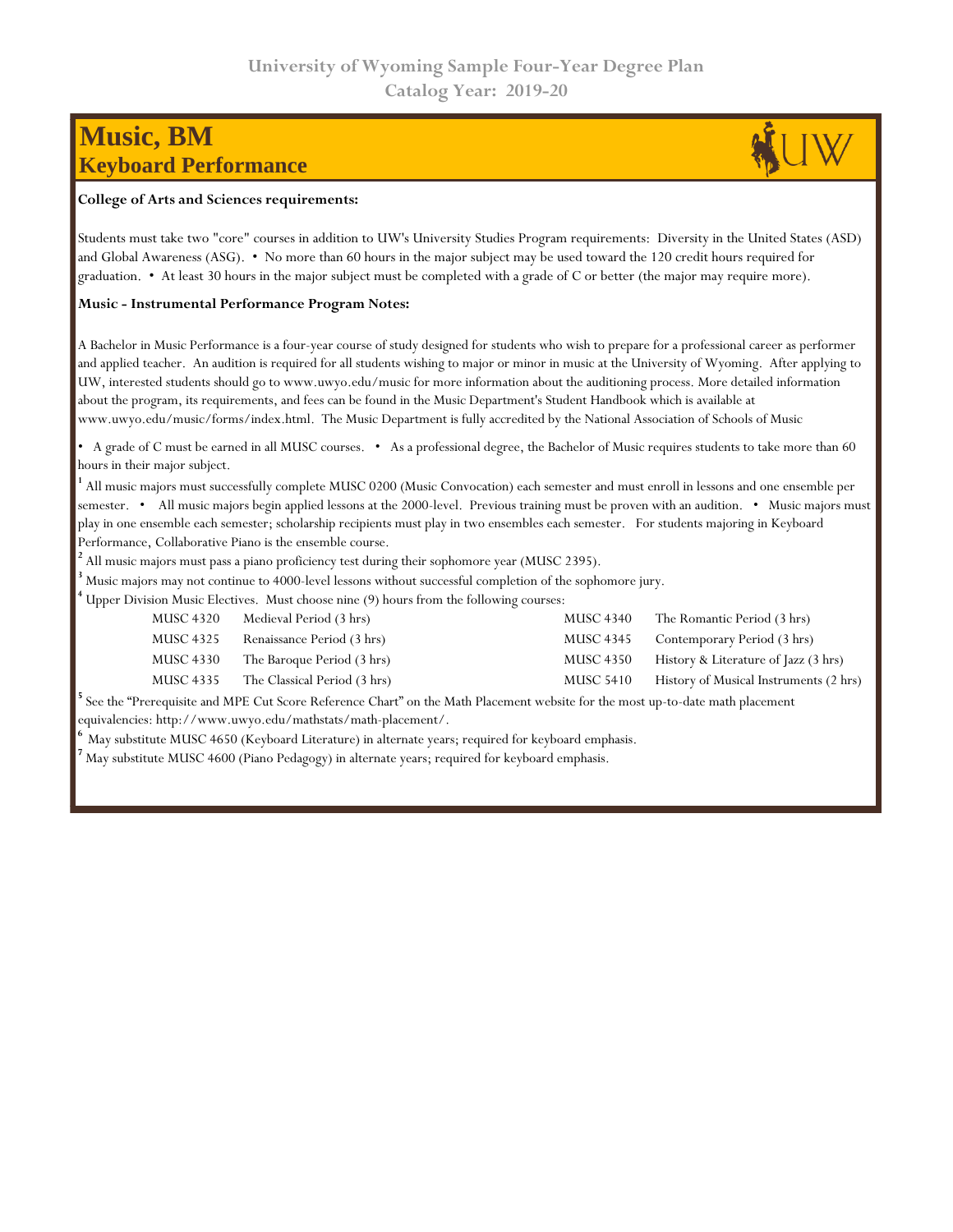University of Wyoming Sample Four-Year Degree Plan
Catalog Year: 2019-20

# Music, BM
## Keyboard Performance

**College of Arts and Sciences requirements:**

Students must take two "core" courses in addition to UW's University Studies Program requirements: Diversity in the United States (ASD) and Global Awareness (ASG). • No more than 60 hours in the major subject may be used toward the 120 credit hours required for graduation. • At least 30 hours in the major subject must be completed with a grade of C or better (the major may require more).

**Music - Instrumental Performance Program Notes:**

A Bachelor in Music Performance is a four-year course of study designed for students who wish to prepare for a professional career as performer and applied teacher. An audition is required for all students wishing to major or minor in music at the University of Wyoming. After applying to UW, interested students should go to www.uwyo.edu/music for more information about the auditioning process. More detailed information about the program, its requirements, and fees can be found in the Music Department's Student Handbook which is available at www.uwyo.edu/music/forms/index.html. The Music Department is fully accredited by the National Association of Schools of Music

• A grade of C must be earned in all MUSC courses. • As a professional degree, the Bachelor of Music requires students to take more than 60 hours in their major subject.

[1] All music majors must successfully complete MUSC 0200 (Music Convocation) each semester and must enroll in lessons and one ensemble per semester. • All music majors begin applied lessons at the 2000-level. Previous training must be proven with an audition. • Music majors must play in one ensemble each semester; scholarship recipients must play in two ensembles each semester. For students majoring in Keyboard Performance, Collaborative Piano is the ensemble course.

[2] All music majors must pass a piano proficiency test during their sophomore year (MUSC 2395).

[3] Music majors may not continue to 4000-level lessons without successful completion of the sophomore jury.

[4] Upper Division Music Electives. Must choose nine (9) hours from the following courses:

| | | | |
|---|---|---|---|
| MUSC 4320 | Medieval Period (3 hrs) | MUSC 4340 | The Romantic Period (3 hrs) |
| MUSC 4325 | Renaissance Period (3 hrs) | MUSC 4345 | Contemporary Period (3 hrs) |
| MUSC 4330 | The Baroque Period (3 hrs) | MUSC 4350 | History & Literature of Jazz (3 hrs) |
| MUSC 4335 | The Classical Period (3 hrs) | MUSC 5410 | History of Musical Instruments (2 hrs) |

[5] See the "Prerequisite and MPE Cut Score Reference Chart" on the Math Placement website for the most up-to-date math placement equivalencies: http://www.uwyo.edu/mathstats/math-placement/.

[6] May substitute MUSC 4650 (Keyboard Literature) in alternate years; required for keyboard emphasis.

[7] May substitute MUSC 4600 (Piano Pedagogy) in alternate years; required for keyboard emphasis.